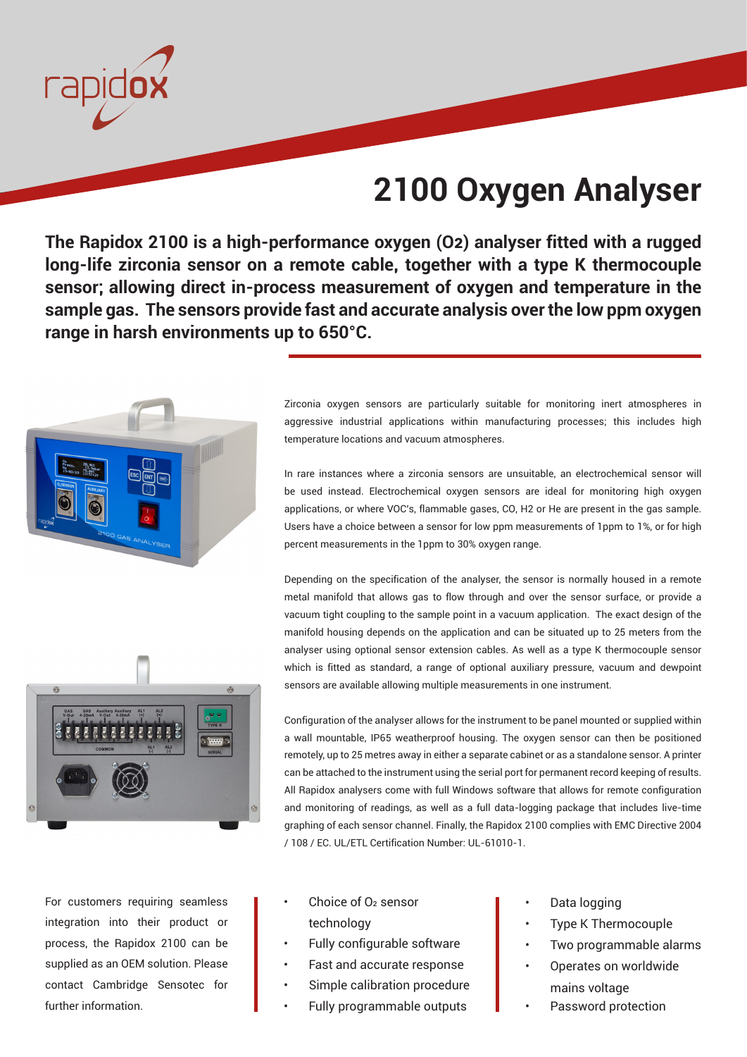rapidox

# 2100 Oxygen Analyser

**The Rapidox 2100 is a high-performance oxygen (O2) analyser fitted with a rugged long-life zirconia sensor on a remote cable, together with a type K thermocouple sensor; allowing direct in-process measurement of oxygen and temperature in the sample gas. The sensors provide fast and accurate analysis over the low ppm oxygen range in harsh environments up to 650°C.**

Zirconia oxygen sensors are particularly suitable for monitoring inert atmospheres in aggressive industrial applications within manufacturing processes; this includes high temperature locations and vacuum atmospheres.

In rare instances where a zirconia sensors are unsuitable, an electrochemical sensor will be used instead. Electrochemical oxygen sensors are ideal for monitoring high oxygen applications, or where VOC's, flammable gases, CO, H2 or He are present in the gas sample. Users have a choice between a sensor for low ppm measurements of 1ppm to 1%, or for high percent measurements in the 1ppm to 30% oxygen range.

Depending on the specification of the analyser, the sensor is normally housed in a remote metal manifold that allows gas to flow through and over the sensor surface, or provide a vacuum tight coupling to the sample point in a vacuum application. The exact design of the manifold housing depends on the application and can be situated up to 25 meters from the analyser using optional sensor extension cables. As well as a type K thermocouple sensor which is fitted as standard, a range of optional auxiliary pressure, vacuum and dewpoint sensors are available allowing multiple measurements in one instrument.

Configuration of the analyser allows for the instrument to be panel mounted or supplied within a wall mountable, IP65 weatherproof housing. The oxygen sensor can then be positioned remotely, up to 25 metres away in either a separate cabinet or as a standalone sensor. A printer can be attached to the instrument using the serial port for permanent record keeping of results. All Rapidox analysers come with full Windows software that allows for remote configuration and monitoring of readings, as well as a full data-logging package that includes live-time graphing of each sensor channel. Finally, the Rapidox 2100 complies with EMC Directive 2004 / 108 / EC. UL/ETL Certification Number: UL-61010-1.

For customers requiring seamless integration into their product or process, the Rapidox 2100 can be supplied as an OEM solution. Please contact Cambridge Sensotec for further information.

- Choice of $O_2$ sensor technology
- Fully configurable software
- Fast and accurate response
- Simple calibration procedure
- Fully programmable outputs

- Data logging
- Type K Thermocouple
- Two programmable alarms
- Operates on worldwide mains voltage
- Password protection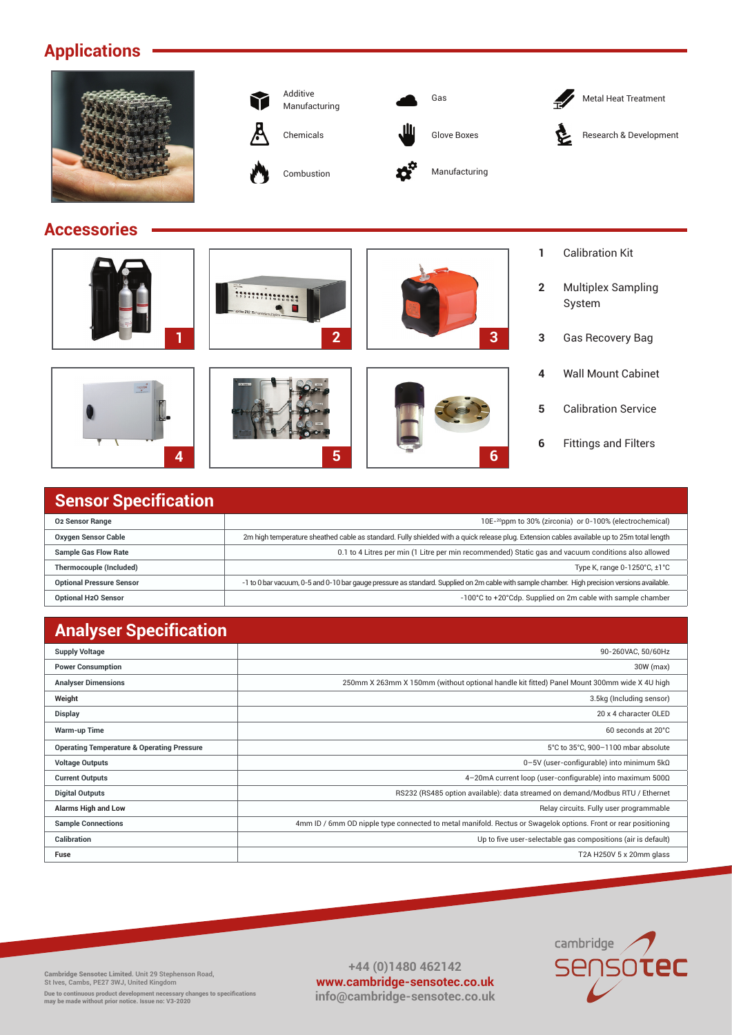## Applications

- Additive Manufacturing
- Chemicals
- Combustion
- Gas
- Glove Boxes
- Manufacturing
- Metal Heat Treatment
- Research & Development

## Accessories

1. Calibration Kit
2. Multiplex Sampling System
3. Gas Recovery Bag
4. Wall Mount Cabinet
5. Calibration Service
6. Fittings and Filters

## Sensor Specification

| | |
|---|---|
| **$O_2$ Sensor Range** | 10E-$^{20}$ppm to 30% (zirconia) or 0-100% (electrochemical) |
| **Oxygen Sensor Cable** | 2m high temperature sheathed cable as standard. Fully shielded with a quick release plug. Extension cables available up to 25m total length |
| **Sample Gas Flow Rate** | 0.1 to 4 Litres per min (1 Litre per min recommended) Static gas and vacuum conditions also allowed |
| **Thermocouple (Included)** | Type K, range 0-1250°C, ±1°C |
| **Optional Pressure Sensor** | -1 to 0 bar vacuum, 0-5 and 0-10 bar gauge pressure as standard. Supplied on 2m cable with sample chamber. High precision versions available. |
| **Optional $H_2O$ Sensor** | -100°C to +20°Cdp. Supplied on 2m cable with sample chamber |

## Analyser Specification

| | |
|---|---|
| **Supply Voltage** | 90-260VAC, 50/60Hz |
| **Power Consumption** | 30W (max) |
| **Analyser Dimensions** | 250mm X 263mm X 150mm (without optional handle kit fitted) Panel Mount 300mm wide X 4U high |
| **Weight** | 3.5kg (Including sensor) |
| **Display** | 20 x 4 character OLED |
| **Warm-up Time** | 60 seconds at 20°C |
| **Operating Temperature & Operating Pressure** | 5°C to 35°C, 900–1100 mbar absolute |
| **Voltage Outputs** | 0–5V (user-configurable) into minimum 5kΩ |
| **Current Outputs** | 4–20mA current loop (user-configurable) into maximum 500Ω |
| **Digital Outputs** | RS232 (RS485 option available): data streamed on demand/Modbus RTU / Ethernet |
| **Alarms High and Low** | Relay circuits. Fully user programmable |
| **Sample Connections** | 4mm ID / 6mm OD nipple type connected to metal manifold. Rectus or Swagelok options. Front or rear positioning |
| **Calibration** | Up to five user-selectable gas compositions (air is default) |
| **Fuse** | T2A H250V 5 x 20mm glass |

**Cambridge Sensotec Limited. Unit 29 Stephenson Road, St Ives, Cambs, PE27 3WJ, United Kingdom**

**Due to continuous product development necessary changes to specifications may be made without prior notice. Issue no: V3-2020**

**+44 (0)1480 462142**
**www.cambridge-sensotec.co.uk**
**info@cambridge-sensotec.co.uk**

cambridge sensotec